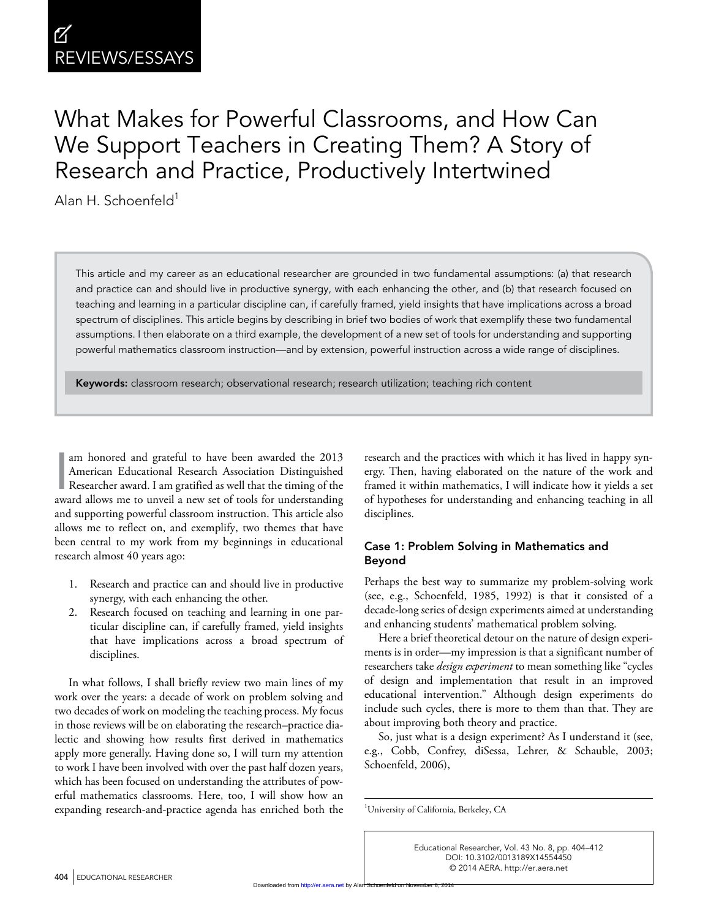REVIEWS/ESSAYS

# What Makes for Powerful Classrooms, and How Can We Support Teachers in Creating Them? A Story of Research and Practice, Productively Intertwined

Alan H. Schoenfeld[1]

This article and my career as an educational researcher are grounded in two fundamental assumptions: (a) that research and practice can and should live in productive synergy, with each enhancing the other, and (b) that research focused on teaching and learning in a particular discipline can, if carefully framed, yield insights that have implications across a broad spectrum of disciplines. This article begins by describing in brief two bodies of work that exemplify these two fundamental assumptions. I then elaborate on a third example, the development of a new set of tools for understanding and supporting powerful mathematics classroom instruction—and by extension, powerful instruction across a wide range of disciplines.

**Keywords:** classroom research; observational research; research utilization; teaching rich content

I am honored and grateful to have been awarded the 2013 American Educational Research Association Distinguished Researcher award. I am gratified as well that the timing of the award allows me to unveil a new set of tools for understanding and supporting powerful classroom instruction. This article also allows me to reflect on, and exemplify, two themes that have been central to my work from my beginnings in educational research almost 40 years ago:

1. Research and practice can and should live in productive synergy, with each enhancing the other.
2. Research focused on teaching and learning in one particular discipline can, if carefully framed, yield insights that have implications across a broad spectrum of disciplines.

In what follows, I shall briefly review two main lines of my work over the years: a decade of work on problem solving and two decades of work on modeling the teaching process. My focus in those reviews will be on elaborating the research–practice dialectic and showing how results first derived in mathematics apply more generally. Having done so, I will turn my attention to work I have been involved with over the past half dozen years, which has been focused on understanding the attributes of powerful mathematics classrooms. Here, too, I will show how an expanding research-and-practice agenda has enriched both the research and the practices with which it has lived in happy synergy. Then, having elaborated on the nature of the work and framed it within mathematics, I will indicate how it yields a set of hypotheses for understanding and enhancing teaching in all disciplines.

## Case 1: Problem Solving in Mathematics and Beyond

Perhaps the best way to summarize my problem-solving work (see, e.g., Schoenfeld, 1985, 1992) is that it consisted of a decade-long series of design experiments aimed at understanding and enhancing students' mathematical problem solving.

Here a brief theoretical detour on the nature of design experiments is in order—my impression is that a significant number of researchers take *design experiment* to mean something like "cycles of design and implementation that result in an improved educational intervention." Although design experiments do include such cycles, there is more to them than that. They are about improving both theory and practice.

So, just what is a design experiment? As I understand it (see, e.g., Cobb, Confrey, diSessa, Lehrer, & Schauble, 2003; Schoenfeld, 2006),

[1]University of California, Berkeley, CA

Educational Researcher, Vol. 43 No. 8, pp. 404–412
DOI: 10.3102/0013189X14554450
© 2014 AERA. http://er.aera.net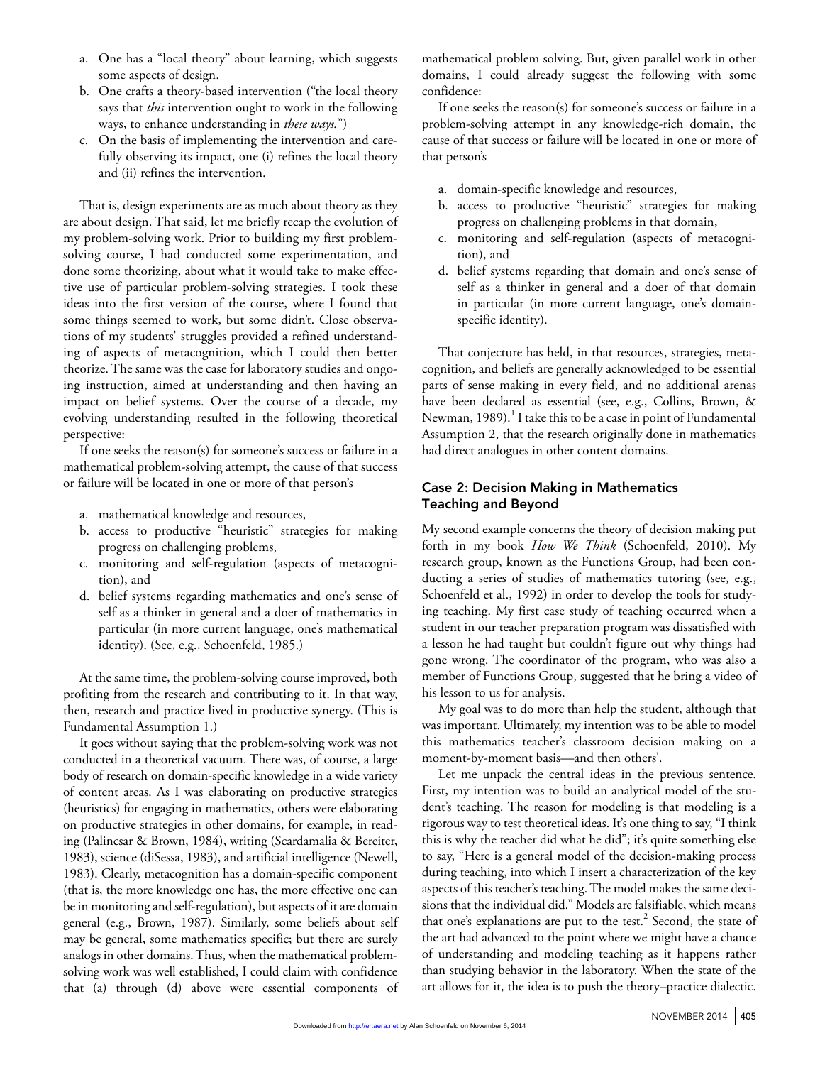a. One has a "local theory" about learning, which suggests some aspects of design.
b. One crafts a theory-based intervention ("the local theory says that *this* intervention ought to work in the following ways, to enhance understanding in *these ways.*")
c. On the basis of implementing the intervention and carefully observing its impact, one (i) refines the local theory and (ii) refines the intervention.

That is, design experiments are as much about theory as they are about design. That said, let me briefly recap the evolution of my problem-solving work. Prior to building my first problem-solving course, I had conducted some experimentation, and done some theorizing, about what it would take to make effective use of particular problem-solving strategies. I took these ideas into the first version of the course, where I found that some things seemed to work, but some didn't. Close observations of my students' struggles provided a refined understanding of aspects of metacognition, which I could then better theorize. The same was the case for laboratory studies and ongoing instruction, aimed at understanding and then having an impact on belief systems. Over the course of a decade, my evolving understanding resulted in the following theoretical perspective:

If one seeks the reason(s) for someone's success or failure in a mathematical problem-solving attempt, the cause of that success or failure will be located in one or more of that person's

a. mathematical knowledge and resources,
b. access to productive "heuristic" strategies for making progress on challenging problems,
c. monitoring and self-regulation (aspects of metacognition), and
d. belief systems regarding mathematics and one's sense of self as a thinker in general and a doer of mathematics in particular (in more current language, one's mathematical identity). (See, e.g., Schoenfeld, 1985.)

At the same time, the problem-solving course improved, both profiting from the research and contributing to it. In that way, then, research and practice lived in productive synergy. (This is Fundamental Assumption 1.)

It goes without saying that the problem-solving work was not conducted in a theoretical vacuum. There was, of course, a large body of research on domain-specific knowledge in a wide variety of content areas. As I was elaborating on productive strategies (heuristics) for engaging in mathematics, others were elaborating on productive strategies in other domains, for example, in reading (Palincsar & Brown, 1984), writing (Scardamalia & Bereiter, 1983), science (diSessa, 1983), and artificial intelligence (Newell, 1983). Clearly, metacognition has a domain-specific component (that is, the more knowledge one has, the more effective one can be in monitoring and self-regulation), but aspects of it are domain general (e.g., Brown, 1987). Similarly, some beliefs about self may be general, some mathematics specific; but there are surely analogs in other domains. Thus, when the mathematical problem-solving work was well established, I could claim with confidence that (a) through (d) above were essential components of mathematical problem solving. But, given parallel work in other domains, I could already suggest the following with some confidence:

If one seeks the reason(s) for someone's success or failure in a problem-solving attempt in any knowledge-rich domain, the cause of that success or failure will be located in one or more of that person's

a. domain-specific knowledge and resources,
b. access to productive "heuristic" strategies for making progress on challenging problems in that domain,
c. monitoring and self-regulation (aspects of metacognition), and
d. belief systems regarding that domain and one's sense of self as a thinker in general and a doer of that domain in particular (in more current language, one's domain-specific identity).

That conjecture has held, in that resources, strategies, metacognition, and beliefs are generally acknowledged to be essential parts of sense making in every field, and no additional arenas have been declared as essential (see, e.g., Collins, Brown, & Newman, 1989).[1] I take this to be a case in point of Fundamental Assumption 2, that the research originally done in mathematics had direct analogues in other content domains.

## Case 2: Decision Making in Mathematics Teaching and Beyond

My second example concerns the theory of decision making put forth in my book *How We Think* (Schoenfeld, 2010). My research group, known as the Functions Group, had been conducting a series of studies of mathematics tutoring (see, e.g., Schoenfeld et al., 1992) in order to develop the tools for studying teaching. My first case study of teaching occurred when a student in our teacher preparation program was dissatisfied with a lesson he had taught but couldn't figure out why things had gone wrong. The coordinator of the program, who was also a member of Functions Group, suggested that he bring a video of his lesson to us for analysis.

My goal was to do more than help the student, although that was important. Ultimately, my intention was to be able to model this mathematics teacher's classroom decision making on a moment-by-moment basis—and then others'.

Let me unpack the central ideas in the previous sentence. First, my intention was to build an analytical model of the student's teaching. The reason for modeling is that modeling is a rigorous way to test theoretical ideas. It's one thing to say, "I think this is why the teacher did what he did"; it's quite something else to say, "Here is a general model of the decision-making process during teaching, into which I insert a characterization of the key aspects of this teacher's teaching. The model makes the same decisions that the individual did." Models are falsifiable, which means that one's explanations are put to the test.[2] Second, the state of the art had advanced to the point where we might have a chance of understanding and modeling teaching as it happens rather than studying behavior in the laboratory. When the state of the art allows for it, the idea is to push the theory–practice dialectic.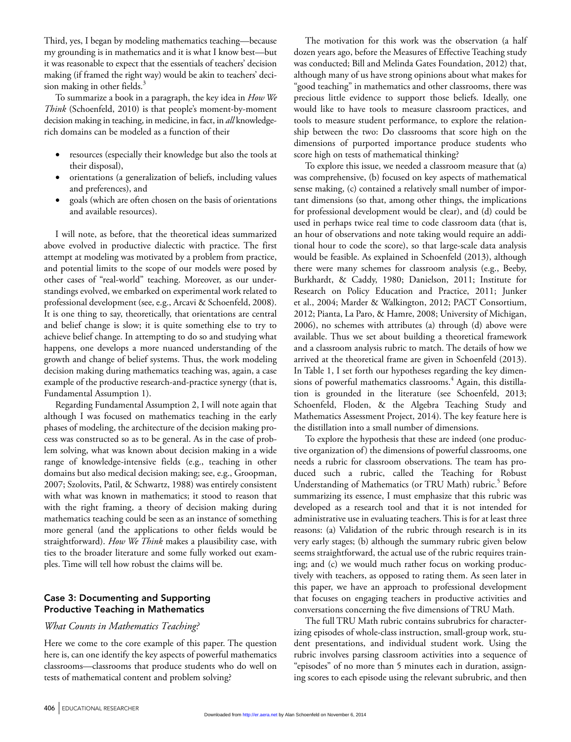Third, yes, I began by modeling mathematics teaching—because my grounding is in mathematics and it is what I know best—but it was reasonable to expect that the essentials of teachers' decision making (if framed the right way) would be akin to teachers' decision making in other fields.[3]

To summarize a book in a paragraph, the key idea in *How We Think* (Schoenfeld, 2010) is that people's moment-by-moment decision making in teaching, in medicine, in fact, in *all* knowledge-rich domains can be modeled as a function of their

- resources (especially their knowledge but also the tools at their disposal),
- orientations (a generalization of beliefs, including values and preferences), and
- goals (which are often chosen on the basis of orientations and available resources).

I will note, as before, that the theoretical ideas summarized above evolved in productive dialectic with practice. The first attempt at modeling was motivated by a problem from practice, and potential limits to the scope of our models were posed by other cases of "real-world" teaching. Moreover, as our understandings evolved, we embarked on experimental work related to professional development (see, e.g., Arcavi & Schoenfeld, 2008). It is one thing to say, theoretically, that orientations are central and belief change is slow; it is quite something else to try to achieve belief change. In attempting to do so and studying what happens, one develops a more nuanced understanding of the growth and change of belief systems. Thus, the work modeling decision making during mathematics teaching was, again, a case example of the productive research-and-practice synergy (that is, Fundamental Assumption 1).

Regarding Fundamental Assumption 2, I will note again that although I was focused on mathematics teaching in the early phases of modeling, the architecture of the decision making process was constructed so as to be general. As in the case of problem solving, what was known about decision making in a wide range of knowledge-intensive fields (e.g., teaching in other domains but also medical decision making; see, e.g., Groopman, 2007; Szolovits, Patil, & Schwartz, 1988) was entirely consistent with what was known in mathematics; it stood to reason that with the right framing, a theory of decision making during mathematics teaching could be seen as an instance of something more general (and the applications to other fields would be straightforward). *How We Think* makes a plausibility case, with ties to the broader literature and some fully worked out examples. Time will tell how robust the claims will be.

## Case 3: Documenting and Supporting Productive Teaching in Mathematics

### *What Counts in Mathematics Teaching?*

Here we come to the core example of this paper. The question here is, can one identify the key aspects of powerful mathematics classrooms—classrooms that produce students who do well on tests of mathematical content and problem solving?

The motivation for this work was the observation (a half dozen years ago, before the Measures of Effective Teaching study was conducted; Bill and Melinda Gates Foundation, 2012) that, although many of us have strong opinions about what makes for "good teaching" in mathematics and other classrooms, there was precious little evidence to support those beliefs. Ideally, one would like to have tools to measure classroom practices, and tools to measure student performance, to explore the relationship between the two: Do classrooms that score high on the dimensions of purported importance produce students who score high on tests of mathematical thinking?

To explore this issue, we needed a classroom measure that (a) was comprehensive, (b) focused on key aspects of mathematical sense making, (c) contained a relatively small number of important dimensions (so that, among other things, the implications for professional development would be clear), and (d) could be used in perhaps twice real time to code classroom data (that is, an hour of observations and note taking would require an additional hour to code the score), so that large-scale data analysis would be feasible. As explained in Schoenfeld (2013), although there were many schemes for classroom analysis (e.g., Beeby, Burkhardt, & Caddy, 1980; Danielson, 2011; Institute for Research on Policy Education and Practice, 2011; Junker et al., 2004; Marder & Walkington, 2012; PACT Consortium, 2012; Pianta, La Paro, & Hamre, 2008; University of Michigan, 2006), no schemes with attributes (a) through (d) above were available. Thus we set about building a theoretical framework and a classroom analysis rubric to match. The details of how we arrived at the theoretical frame are given in Schoenfeld (2013). In Table 1, I set forth our hypotheses regarding the key dimensions of powerful mathematics classrooms.[4] Again, this distillation is grounded in the literature (see Schoenfeld, 2013; Schoenfeld, Floden, & the Algebra Teaching Study and Mathematics Assessment Project, 2014). The key feature here is the distillation into a small number of dimensions.

To explore the hypothesis that these are indeed (one productive organization of) the dimensions of powerful classrooms, one needs a rubric for classroom observations. The team has produced such a rubric, called the Teaching for Robust Understanding of Mathematics (or TRU Math) rubric.[5] Before summarizing its essence, I must emphasize that this rubric was developed as a research tool and that it is not intended for administrative use in evaluating teachers. This is for at least three reasons: (a) Validation of the rubric through research is in its very early stages; (b) although the summary rubric given below seems straightforward, the actual use of the rubric requires training; and (c) we would much rather focus on working productively with teachers, as opposed to rating them. As seen later in this paper, we have an approach to professional development that focuses on engaging teachers in productive activities and conversations concerning the five dimensions of TRU Math.

The full TRU Math rubric contains subrubrics for characterizing episodes of whole-class instruction, small-group work, student presentations, and individual student work. Using the rubric involves parsing classroom activities into a sequence of "episodes" of no more than 5 minutes each in duration, assigning scores to each episode using the relevant subrubric, and then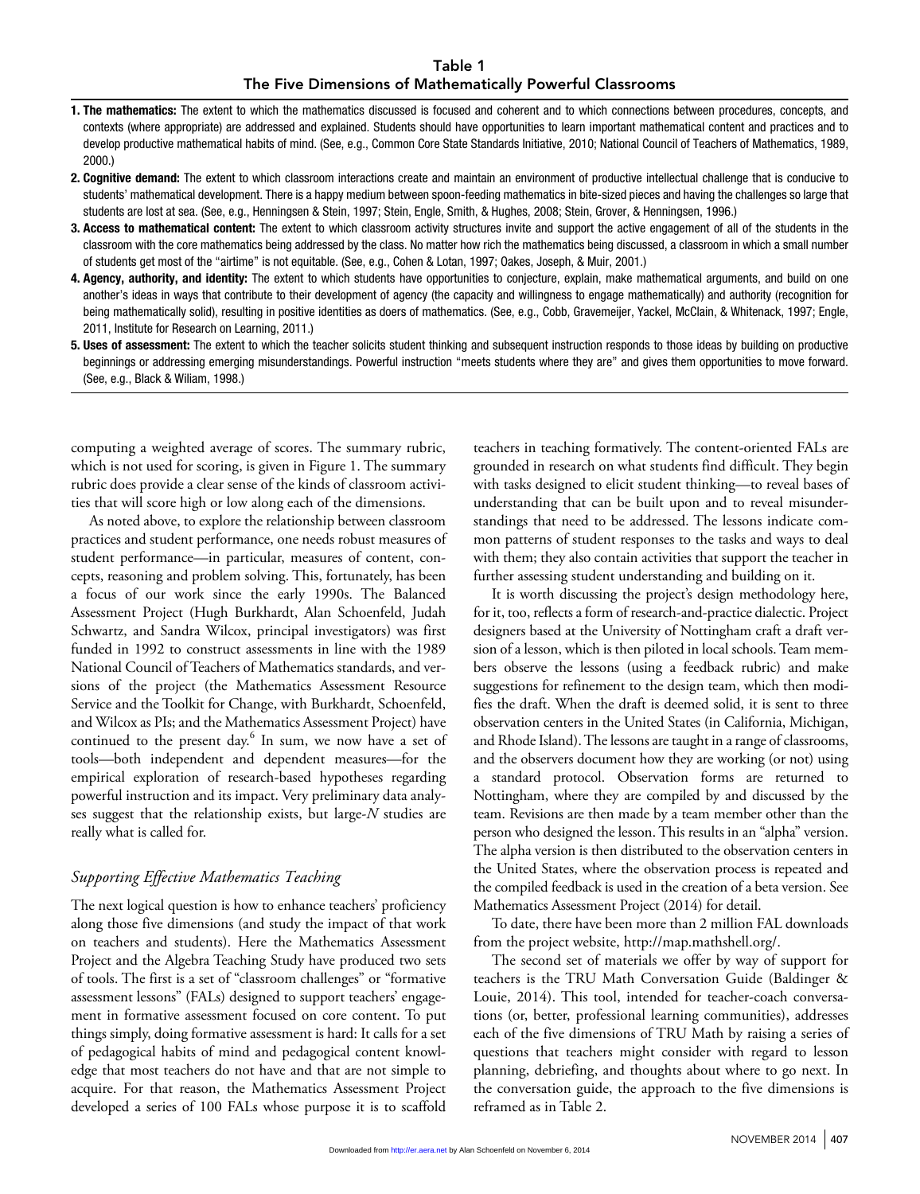**Table 1**
**The Five Dimensions of Mathematically Powerful Classrooms**

1. **The mathematics:** The extent to which the mathematics discussed is focused and coherent and to which connections between procedures, concepts, and contexts (where appropriate) are addressed and explained. Students should have opportunities to learn important mathematical content and practices and to develop productive mathematical habits of mind. (See, e.g., Common Core State Standards Initiative, 2010; National Council of Teachers of Mathematics, 1989, 2000.)
2. **Cognitive demand:** The extent to which classroom interactions create and maintain an environment of productive intellectual challenge that is conducive to students' mathematical development. There is a happy medium between spoon-feeding mathematics in bite-sized pieces and having the challenges so large that students are lost at sea. (See, e.g., Henningsen & Stein, 1997; Stein, Engle, Smith, & Hughes, 2008; Stein, Grover, & Henningsen, 1996.)
3. **Access to mathematical content:** The extent to which classroom activity structures invite and support the active engagement of all of the students in the classroom with the core mathematics being addressed by the class. No matter how rich the mathematics being discussed, a classroom in which a small number of students get most of the "airtime" is not equitable. (See, e.g., Cohen & Lotan, 1997; Oakes, Joseph, & Muir, 2001.)
4. **Agency, authority, and identity:** The extent to which students have opportunities to conjecture, explain, make mathematical arguments, and build on one another's ideas in ways that contribute to their development of agency (the capacity and willingness to engage mathematically) and authority (recognition for being mathematically solid), resulting in positive identities as doers of mathematics. (See, e.g., Cobb, Gravemeijer, Yackel, McClain, & Whitenack, 1997; Engle, 2011, Institute for Research on Learning, 2011.)
5. **Uses of assessment:** The extent to which the teacher solicits student thinking and subsequent instruction responds to those ideas by building on productive beginnings or addressing emerging misunderstandings. Powerful instruction "meets students where they are" and gives them opportunities to move forward. (See, e.g., Black & Wiliam, 1998.)

computing a weighted average of scores. The summary rubric, which is not used for scoring, is given in Figure 1. The summary rubric does provide a clear sense of the kinds of classroom activities that will score high or low along each of the dimensions.

As noted above, to explore the relationship between classroom practices and student performance, one needs robust measures of student performance—in particular, measures of content, concepts, reasoning and problem solving. This, fortunately, has been a focus of our work since the early 1990s. The Balanced Assessment Project (Hugh Burkhardt, Alan Schoenfeld, Judah Schwartz, and Sandra Wilcox, principal investigators) was first funded in 1992 to construct assessments in line with the 1989 National Council of Teachers of Mathematics standards, and versions of the project (the Mathematics Assessment Resource Service and the Toolkit for Change, with Burkhardt, Schoenfeld, and Wilcox as PIs; and the Mathematics Assessment Project) have continued to the present day.[6] In sum, we now have a set of tools—both independent and dependent measures—for the empirical exploration of research-based hypotheses regarding powerful instruction and its impact. Very preliminary data analyses suggest that the relationship exists, but large-$N$ studies are really what is called for.

### *Supporting Effective Mathematics Teaching*

The next logical question is how to enhance teachers' proficiency along those five dimensions (and study the impact of that work on teachers and students). Here the Mathematics Assessment Project and the Algebra Teaching Study have produced two sets of tools. The first is a set of "classroom challenges" or "formative assessment lessons" (FALs) designed to support teachers' engagement in formative assessment focused on core content. To put things simply, doing formative assessment is hard: It calls for a set of pedagogical habits of mind and pedagogical content knowledge that most teachers do not have and that are not simple to acquire. For that reason, the Mathematics Assessment Project developed a series of 100 FALs whose purpose it is to scaffold teachers in teaching formatively. The content-oriented FALs are grounded in research on what students find difficult. They begin with tasks designed to elicit student thinking—to reveal bases of understanding that can be built upon and to reveal misunderstandings that need to be addressed. The lessons indicate common patterns of student responses to the tasks and ways to deal with them; they also contain activities that support the teacher in further assessing student understanding and building on it.

It is worth discussing the project's design methodology here, for it, too, reflects a form of research-and-practice dialectic. Project designers based at the University of Nottingham craft a draft version of a lesson, which is then piloted in local schools. Team members observe the lessons (using a feedback rubric) and make suggestions for refinement to the design team, which then modifies the draft. When the draft is deemed solid, it is sent to three observation centers in the United States (in California, Michigan, and Rhode Island). The lessons are taught in a range of classrooms, and the observers document how they are working (or not) using a standard protocol. Observation forms are returned to Nottingham, where they are compiled by and discussed by the team. Revisions are then made by a team member other than the person who designed the lesson. This results in an "alpha" version. The alpha version is then distributed to the observation centers in the United States, where the observation process is repeated and the compiled feedback is used in the creation of a beta version. See Mathematics Assessment Project (2014) for detail.

To date, there have been more than 2 million FAL downloads from the project website, http://map.mathshell.org/.

The second set of materials we offer by way of support for teachers is the TRU Math Conversation Guide (Baldinger & Louie, 2014). This tool, intended for teacher-coach conversations (or, better, professional learning communities), addresses each of the five dimensions of TRU Math by raising a series of questions that teachers might consider with regard to lesson planning, debriefing, and thoughts about where to go next. In the conversation guide, the approach to the five dimensions is reframed as in Table 2.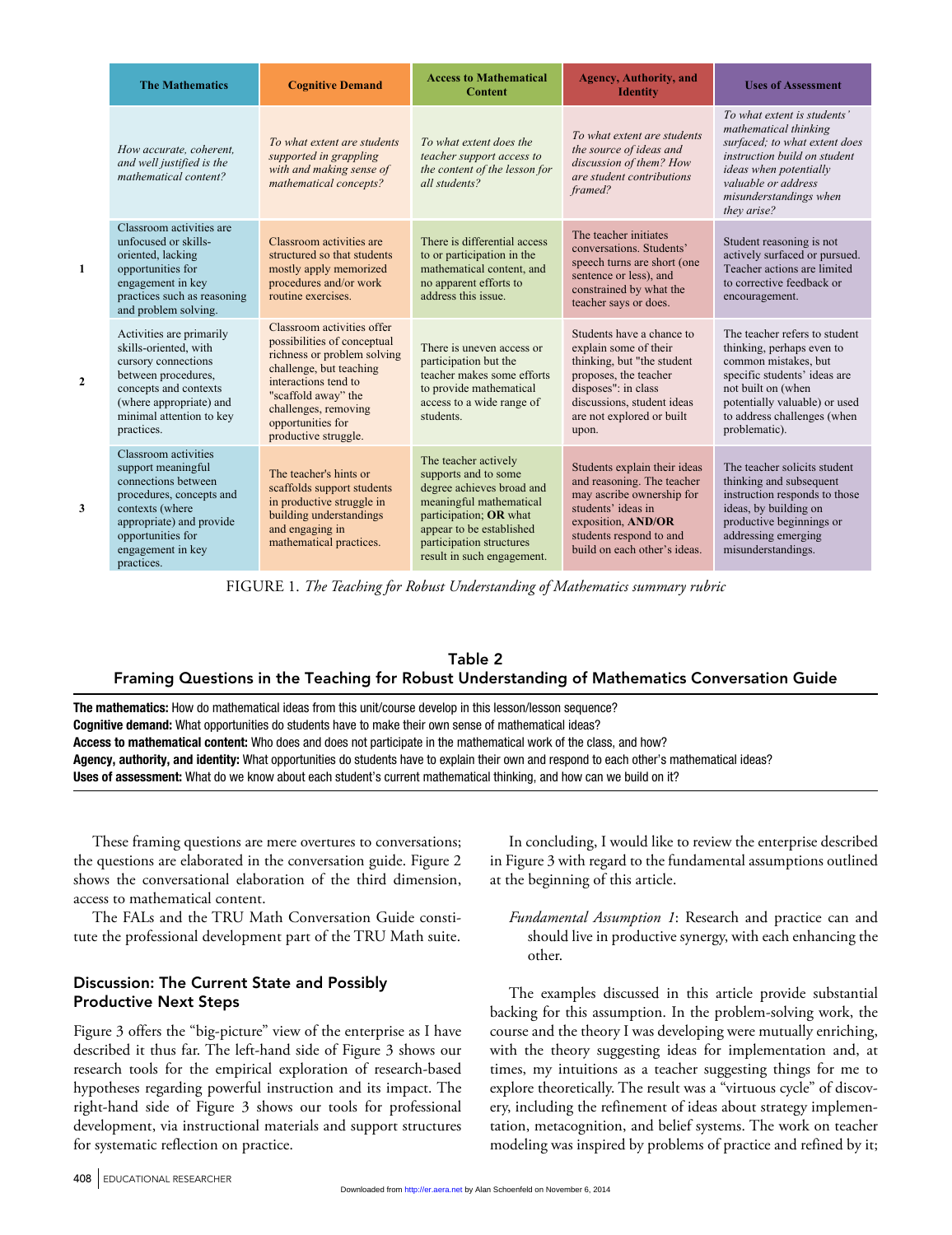| | The Mathematics | Cognitive Demand | Access to Mathematical Content | Agency, Authority, and Identity | Uses of Assessment |
|---|---|---|---|---|---|
| | *How accurate, coherent, and well justified is the mathematical content?* | *To what extent are students supported in grappling with and making sense of mathematical concepts?* | *To what extent does the teacher support access to the content of the lesson for all students?* | *To what extent are students the source of ideas and discussion of them? How are student contributions framed?* | *To what extent is students' mathematical thinking surfaced; to what extent does instruction build on student ideas when potentially valuable or address misunderstandings when they arise?* |
| 1 | Classroom activities are unfocused or skills-oriented, lacking opportunities for engagement in key practices such as reasoning and problem solving. | Classroom activities are structured so that students mostly apply memorized procedures and/or work routine exercises. | There is differential access to or participation in the mathematical content, and no apparent efforts to address this issue. | The teacher initiates conversations. Students' speech turns are short (one sentence or less), and constrained by what the teacher says or does. | Student reasoning is not actively surfaced or pursued. Teacher actions are limited to corrective feedback or encouragement. |
| 2 | Activities are primarily skills-oriented, with cursory connections between procedures, concepts and contexts (where appropriate) and minimal attention to key practices. | Classroom activities offer possibilities of conceptual richness or problem solving challenge, but teaching interactions tend to "scaffold away" the challenges, removing opportunities for productive struggle. | There is uneven access or participation but the teacher makes some efforts to provide mathematical access to a wide range of students. | Students have a chance to explain some of their thinking, but "the student proposes, the teacher disposes": in class discussions, student ideas are not explored or built upon. | The teacher refers to student thinking, perhaps even to common mistakes, but specific students' ideas are not built on (when potentially valuable) or used to address challenges (when problematic). |
| 3 | Classroom activities support meaningful connections between procedures, concepts and contexts (where appropriate) and provide opportunities for engagement in key practices. | The teacher's hints or scaffolds support students in productive struggle in building understandings and engaging in mathematical practices. | The teacher actively supports and to some degree achieves broad and meaningful mathematical participation; **OR** what appear to be established participation structures result in such engagement. | Students explain their ideas and reasoning. The teacher may ascribe ownership for students' ideas in exposition, **AND/OR** students respond to and build on each other's ideas. | The teacher solicits student thinking and subsequent instruction responds to those ideas, by building on productive beginnings or addressing emerging misunderstandings. |

FIGURE 1. *The Teaching for Robust Understanding of Mathematics summary rubric*

**Table 2**
**Framing Questions in the Teaching for Robust Understanding of Mathematics Conversation Guide**

**The mathematics:** How do mathematical ideas from this unit/course develop in this lesson/lesson sequence?
**Cognitive demand:** What opportunities do students have to make their own sense of mathematical ideas?
**Access to mathematical content:** Who does and does not participate in the mathematical work of the class, and how?
**Agency, authority, and identity:** What opportunities do students have to explain their own and respond to each other's mathematical ideas?
**Uses of assessment:** What do we know about each student's current mathematical thinking, and how can we build on it?

These framing questions are mere overtures to conversations; the questions are elaborated in the conversation guide. Figure 2 shows the conversational elaboration of the third dimension, access to mathematical content.

The FALs and the TRU Math Conversation Guide constitute the professional development part of the TRU Math suite.

## Discussion: The Current State and Possibly Productive Next Steps

Figure 3 offers the "big-picture" view of the enterprise as I have described it thus far. The left-hand side of Figure 3 shows our research tools for the empirical exploration of research-based hypotheses regarding powerful instruction and its impact. The right-hand side of Figure 3 shows our tools for professional development, via instructional materials and support structures for systematic reflection on practice.

In concluding, I would like to review the enterprise described in Figure 3 with regard to the fundamental assumptions outlined at the beginning of this article.

> *Fundamental Assumption 1*: Research and practice can and should live in productive synergy, with each enhancing the other.

The examples discussed in this article provide substantial backing for this assumption. In the problem-solving work, the course and the theory I was developing were mutually enriching, with the theory suggesting ideas for implementation and, at times, my intuitions as a teacher suggesting things for me to explore theoretically. The result was a "virtuous cycle" of discovery, including the refinement of ideas about strategy implementation, metacognition, and belief systems. The work on teacher modeling was inspired by problems of practice and refined by it;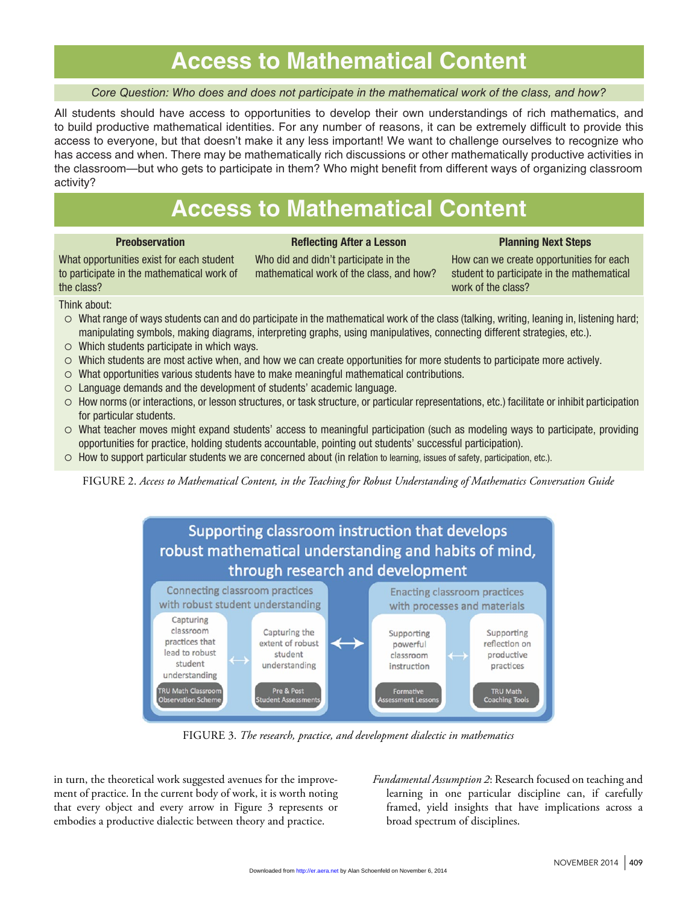# Access to Mathematical Content

*Core Question: Who does and does not participate in the mathematical work of the class, and how?*

All students should have access to opportunities to develop their own understandings of rich mathematics, and to build productive mathematical identities. For any number of reasons, it can be extremely difficult to provide this access to everyone, but that doesn't make it any less important! We want to challenge ourselves to recognize who has access and when. There may be mathematically rich discussions or other mathematically productive activities in the classroom—but who gets to participate in them? Who might benefit from different ways of organizing classroom activity?

# Access to Mathematical Content

| Preobservation | Reflecting After a Lesson | Planning Next Steps |
|---|---|---|
| What opportunities exist for each student to participate in the mathematical work of the class? | Who did and didn't participate in the mathematical work of the class, and how? | How can we create opportunities for each student to participate in the mathematical work of the class? |

Think about:

- What range of ways students can and do participate in the mathematical work of the class (talking, writing, leaning in, listening hard; manipulating symbols, making diagrams, interpreting graphs, using manipulatives, connecting different strategies, etc.).
- Which students participate in which ways.
- Which students are most active when, and how we can create opportunities for more students to participate more actively.
- What opportunities various students have to make meaningful mathematical contributions.
- Language demands and the development of students' academic language.
- How norms (or interactions, or lesson structures, or task structure, or particular representations, etc.) facilitate or inhibit participation for particular students.
- What teacher moves might expand students' access to meaningful participation (such as modeling ways to participate, providing opportunities for practice, holding students accountable, pointing out students' successful participation).
- How to support particular students we are concerned about (in relation to learning, issues of safety, participation, etc.).

FIGURE 2. *Access to Mathematical Content, in the Teaching for Robust Understanding of Mathematics Conversation Guide*

Supporting classroom instruction that develops robust mathematical understanding and habits of mind, through research and development

Connecting classroom practices with robust student understanding

Capturing classroom practices that lead to robust student understanding

TRU Math Classroom Observation Scheme

Capturing the extent of robust student understanding

Pre & Post Student Assessments

Enacting classroom practices with processes and materials

Supporting powerful classroom instruction

Formative Assessment Lessons

Supporting reflection on productive practices

TRU Math Coaching Tools

FIGURE 3. *The research, practice, and development dialectic in mathematics*

in turn, the theoretical work suggested avenues for the improvement of practice. In the current body of work, it is worth noting that every object and every arrow in Figure 3 represents or embodies a productive dialectic between theory and practice.

*Fundamental Assumption 2*: Research focused on teaching and learning in one particular discipline can, if carefully framed, yield insights that have implications across a broad spectrum of disciplines.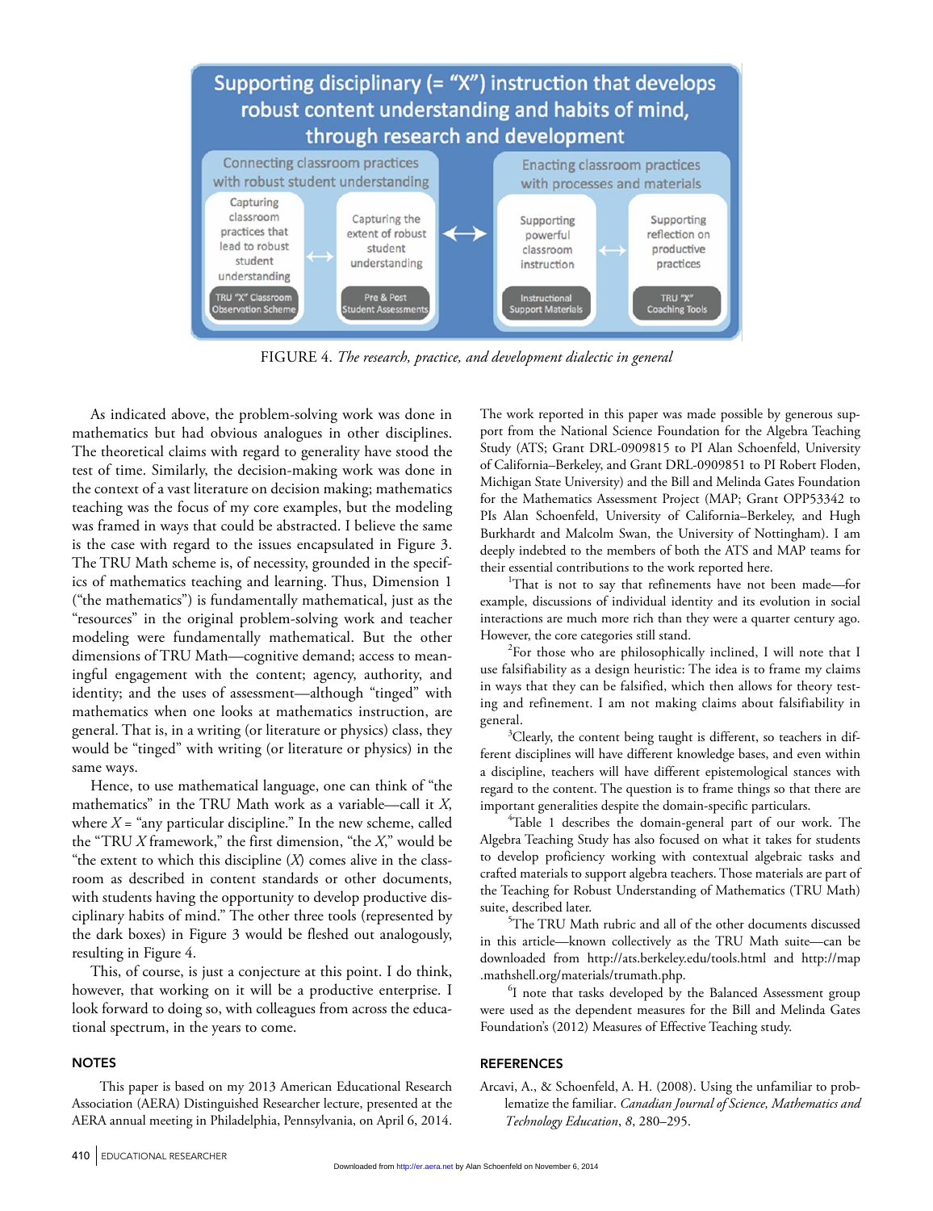Supporting disciplinary (= "X") instruction that develops robust content understanding and habits of mind, through research and development

Connecting classroom practices with robust student understanding

Capturing classroom practices that lead to robust student understanding

Capturing the extent of robust student understanding

TRU "X" Classroom Observation Scheme

Pre & Post Student Assessments

Enacting classroom practices with processes and materials

Supporting powerful classroom instruction

Supporting reflection on productive practices

Instructional Support Materials

TRU "X" Coaching Tools

FIGURE 4. *The research, practice, and development dialectic in general*

As indicated above, the problem-solving work was done in mathematics but had obvious analogues in other disciplines. The theoretical claims with regard to generality have stood the test of time. Similarly, the decision-making work was done in the context of a vast literature on decision making; mathematics teaching was the focus of my core examples, but the modeling was framed in ways that could be abstracted. I believe the same is the case with regard to the issues encapsulated in Figure 3. The TRU Math scheme is, of necessity, grounded in the specifics of mathematics teaching and learning. Thus, Dimension 1 ("the mathematics") is fundamentally mathematical, just as the "resources" in the original problem-solving work and teacher modeling were fundamentally mathematical. But the other dimensions of TRU Math—cognitive demand; access to meaningful engagement with the content; agency, authority, and identity; and the uses of assessment—although "tinged" with mathematics when one looks at mathematics instruction, are general. That is, in a writing (or literature or physics) class, they would be "tinged" with writing (or literature or physics) in the same ways.

Hence, to use mathematical language, one can think of "the mathematics" in the TRU Math work as a variable—call it $X$, where $X$ = "any particular discipline." In the new scheme, called the "TRU $X$ framework," the first dimension, "the $X$," would be "the extent to which this discipline ($X$) comes alive in the classroom as described in content standards or other documents, with students having the opportunity to develop productive disciplinary habits of mind." The other three tools (represented by the dark boxes) in Figure 3 would be fleshed out analogously, resulting in Figure 4.

This, of course, is just a conjecture at this point. I do think, however, that working on it will be a productive enterprise. I look forward to doing so, with colleagues from across the educational spectrum, in the years to come.

## NOTES

This paper is based on my 2013 American Educational Research Association (AERA) Distinguished Researcher lecture, presented at the AERA annual meeting in Philadelphia, Pennsylvania, on April 6, 2014. The work reported in this paper was made possible by generous support from the National Science Foundation for the Algebra Teaching Study (ATS; Grant DRL-0909815 to PI Alan Schoenfeld, University of California–Berkeley, and Grant DRL-0909851 to PI Robert Floden, Michigan State University) and the Bill and Melinda Gates Foundation for the Mathematics Assessment Project (MAP; Grant OPP53342 to PIs Alan Schoenfeld, University of California–Berkeley, and Hugh Burkhardt and Malcolm Swan, the University of Nottingham). I am deeply indebted to the members of both the ATS and MAP teams for their essential contributions to the work reported here.

[1]That is not to say that refinements have not been made—for example, discussions of individual identity and its evolution in social interactions are much more rich than they were a quarter century ago. However, the core categories still stand.

[2]For those who are philosophically inclined, I will note that I use falsifiability as a design heuristic: The idea is to frame my claims in ways that they can be falsified, which then allows for theory testing and refinement. I am not making claims about falsifiability in general.

[3]Clearly, the content being taught is different, so teachers in different disciplines will have different knowledge bases, and even within a discipline, teachers will have different epistemological stances with regard to the content. The question is to frame things so that there are important generalities despite the domain-specific particulars.

[4]Table 1 describes the domain-general part of our work. The Algebra Teaching Study has also focused on what it takes for students to develop proficiency working with contextual algebraic tasks and crafted materials to support algebra teachers. Those materials are part of the Teaching for Robust Understanding of Mathematics (TRU Math) suite, described later.

[5]The TRU Math rubric and all of the other documents discussed in this article—known collectively as the TRU Math suite—can be downloaded from http://ats.berkeley.edu/tools.html and http://map.mathshell.org/materials/trumath.php.

[6]I note that tasks developed by the Balanced Assessment group were used as the dependent measures for the Bill and Melinda Gates Foundation's (2012) Measures of Effective Teaching study.

## REFERENCES

Arcavi, A., & Schoenfeld, A. H. (2008). Using the unfamiliar to problematize the familiar. *Canadian Journal of Science, Mathematics and Technology Education*, *8*, 280–295.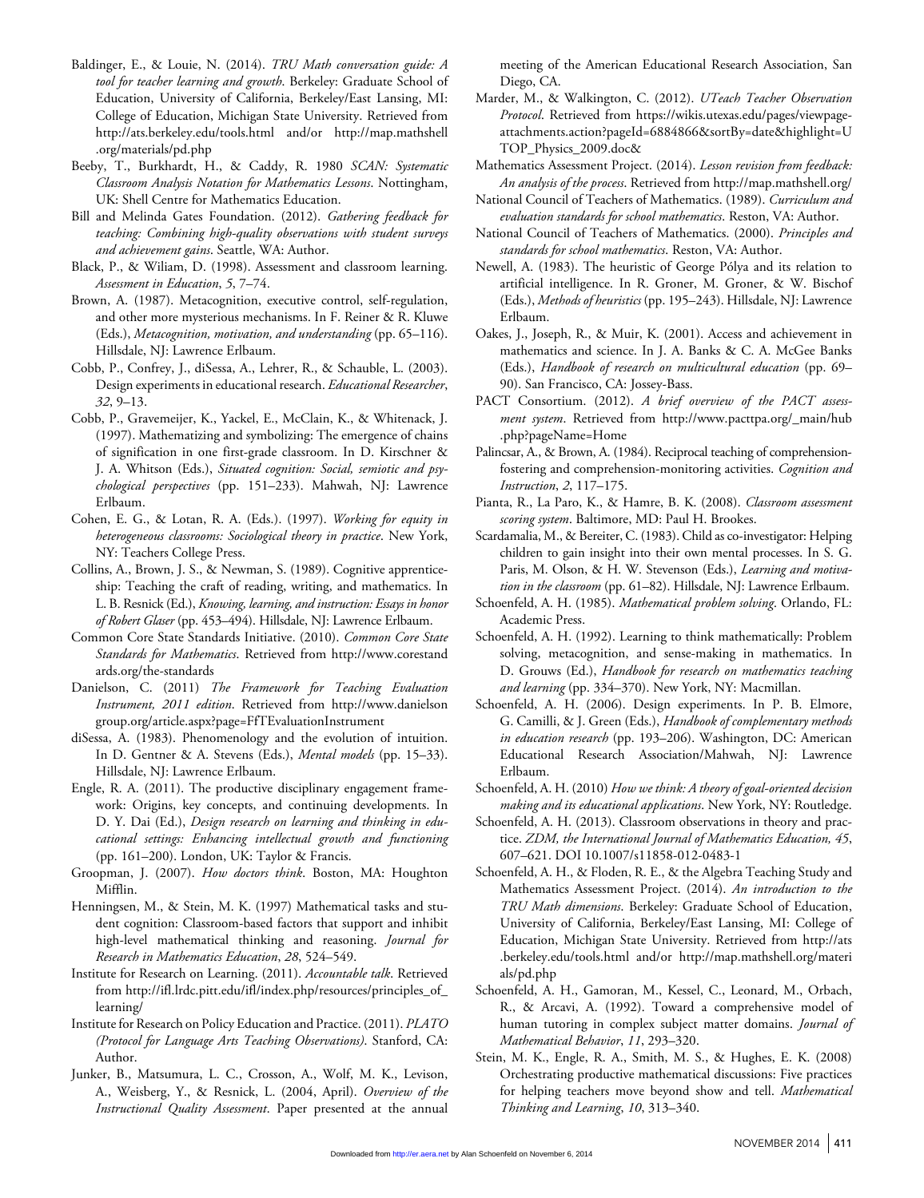Baldinger, E., & Louie, N. (2014). *TRU Math conversation guide: A tool for teacher learning and growth*. Berkeley: Graduate School of Education, University of California, Berkeley/East Lansing, MI: College of Education, Michigan State University. Retrieved from http://ats.berkeley.edu/tools.html and/or http://map.mathshell.org/materials/pd.php

Beeby, T., Burkhardt, H., & Caddy, R. 1980 *SCAN: Systematic Classroom Analysis Notation for Mathematics Lessons*. Nottingham, UK: Shell Centre for Mathematics Education.

Bill and Melinda Gates Foundation. (2012). *Gathering feedback for teaching: Combining high-quality observations with student surveys and achievement gains*. Seattle, WA: Author.

Black, P., & Wiliam, D. (1998). Assessment and classroom learning. *Assessment in Education*, *5*, 7–74.

Brown, A. (1987). Metacognition, executive control, self-regulation, and other more mysterious mechanisms. In F. Reiner & R. Kluwe (Eds.), *Metacognition, motivation, and understanding* (pp. 65–116). Hillsdale, NJ: Lawrence Erlbaum.

Cobb, P., Confrey, J., diSessa, A., Lehrer, R., & Schauble, L. (2003). Design experiments in educational research. *Educational Researcher*, *32*, 9–13.

Cobb, P., Gravemeijer, K., Yackel, E., McClain, K., & Whitenack, J. (1997). Mathematizing and symbolizing: The emergence of chains of signification in one first-grade classroom. In D. Kirschner & J. A. Whitson (Eds.), *Situated cognition: Social, semiotic and psychological perspectives* (pp. 151–233). Mahwah, NJ: Lawrence Erlbaum.

Cohen, E. G., & Lotan, R. A. (Eds.). (1997). *Working for equity in heterogeneous classrooms: Sociological theory in practice*. New York, NY: Teachers College Press.

Collins, A., Brown, J. S., & Newman, S. (1989). Cognitive apprenticeship: Teaching the craft of reading, writing, and mathematics. In L. B. Resnick (Ed.), *Knowing, learning, and instruction: Essays in honor of Robert Glaser* (pp. 453–494). Hillsdale, NJ: Lawrence Erlbaum.

Common Core State Standards Initiative. (2010). *Common Core State Standards for Mathematics*. Retrieved from http://www.corestandards.org/the-standards

Danielson, C. (2011) *The Framework for Teaching Evaluation Instrument, 2011 edition*. Retrieved from http://www.danielsongroup.org/article.aspx?page=FfTEvaluationInstrument

diSessa, A. (1983). Phenomenology and the evolution of intuition. In D. Gentner & A. Stevens (Eds.), *Mental models* (pp. 15–33). Hillsdale, NJ: Lawrence Erlbaum.

Engle, R. A. (2011). The productive disciplinary engagement framework: Origins, key concepts, and continuing developments. In D. Y. Dai (Ed.), *Design research on learning and thinking in educational settings: Enhancing intellectual growth and functioning* (pp. 161–200). London, UK: Taylor & Francis.

Groopman, J. (2007). *How doctors think*. Boston, MA: Houghton Mifflin.

Henningsen, M., & Stein, M. K. (1997) Mathematical tasks and student cognition: Classroom-based factors that support and inhibit high-level mathematical thinking and reasoning. *Journal for Research in Mathematics Education*, *28*, 524–549.

Institute for Research on Learning. (2011). *Accountable talk*. Retrieved from http://ifl.lrdc.pitt.edu/ifl/index.php/resources/principles_of_learning/

Institute for Research on Policy Education and Practice. (2011). *PLATO (Protocol for Language Arts Teaching Observations)*. Stanford, CA: Author.

Junker, B., Matsumura, L. C., Crosson, A., Wolf, M. K., Levison, A., Weisberg, Y., & Resnick, L. (2004, April). *Overview of the Instructional Quality Assessment*. Paper presented at the annual meeting of the American Educational Research Association, San Diego, CA.

Marder, M., & Walkington, C. (2012). *UTeach Teacher Observation Protocol*. Retrieved from https://wikis.utexas.edu/pages/viewpageattachments.action?pageId=6884866&sortBy=date&highlight=UTOP_Physics_2009.doc&

Mathematics Assessment Project. (2014). *Lesson revision from feedback: An analysis of the process*. Retrieved from http://map.mathshell.org/

National Council of Teachers of Mathematics. (1989). *Curriculum and evaluation standards for school mathematics*. Reston, VA: Author.

National Council of Teachers of Mathematics. (2000). *Principles and standards for school mathematics*. Reston, VA: Author.

Newell, A. (1983). The heuristic of George Pólya and its relation to artificial intelligence. In R. Groner, M. Groner, & W. Bischof (Eds.), *Methods of heuristics* (pp. 195–243). Hillsdale, NJ: Lawrence Erlbaum.

Oakes, J., Joseph, R., & Muir, K. (2001). Access and achievement in mathematics and science. In J. A. Banks & C. A. McGee Banks (Eds.), *Handbook of research on multicultural education* (pp. 69–90). San Francisco, CA: Jossey-Bass.

PACT Consortium. (2012). *A brief overview of the PACT assessment system*. Retrieved from http://www.pacttpa.org/_main/hub.php?pageName=Home

Palincsar, A., & Brown, A. (1984). Reciprocal teaching of comprehension-fostering and comprehension-monitoring activities. *Cognition and Instruction*, *2*, 117–175.

Pianta, R., La Paro, K., & Hamre, B. K. (2008). *Classroom assessment scoring system*. Baltimore, MD: Paul H. Brookes.

Scardamalia, M., & Bereiter, C. (1983). Child as co-investigator: Helping children to gain insight into their own mental processes. In S. G. Paris, M. Olson, & H. W. Stevenson (Eds.), *Learning and motivation in the classroom* (pp. 61–82). Hillsdale, NJ: Lawrence Erlbaum.

Schoenfeld, A. H. (1985). *Mathematical problem solving*. Orlando, FL: Academic Press.

Schoenfeld, A. H. (1992). Learning to think mathematically: Problem solving, metacognition, and sense-making in mathematics. In D. Grouws (Ed.), *Handbook for research on mathematics teaching and learning* (pp. 334–370). New York, NY: Macmillan.

Schoenfeld, A. H. (2006). Design experiments. In P. B. Elmore, G. Camilli, & J. Green (Eds.), *Handbook of complementary methods in education research* (pp. 193–206). Washington, DC: American Educational Research Association/Mahwah, NJ: Lawrence Erlbaum.

Schoenfeld, A. H. (2010) *How we think: A theory of goal-oriented decision making and its educational applications*. New York, NY: Routledge.

Schoenfeld, A. H. (2013). Classroom observations in theory and practice. *ZDM, the International Journal of Mathematics Education, 45*, 607–621. DOI 10.1007/s11858-012-0483-1

Schoenfeld, A. H., & Floden, R. E., & the Algebra Teaching Study and Mathematics Assessment Project. (2014). *An introduction to the TRU Math dimensions*. Berkeley: Graduate School of Education, University of California, Berkeley/East Lansing, MI: College of Education, Michigan State University. Retrieved from http://ats.berkeley.edu/tools.html and/or http://map.mathshell.org/materials/pd.php

Schoenfeld, A. H., Gamoran, M., Kessel, C., Leonard, M., Orbach, R., & Arcavi, A. (1992). Toward a comprehensive model of human tutoring in complex subject matter domains. *Journal of Mathematical Behavior*, *11*, 293–320.

Stein, M. K., Engle, R. A., Smith, M. S., & Hughes, E. K. (2008) Orchestrating productive mathematical discussions: Five practices for helping teachers move beyond show and tell. *Mathematical Thinking and Learning*, *10*, 313–340.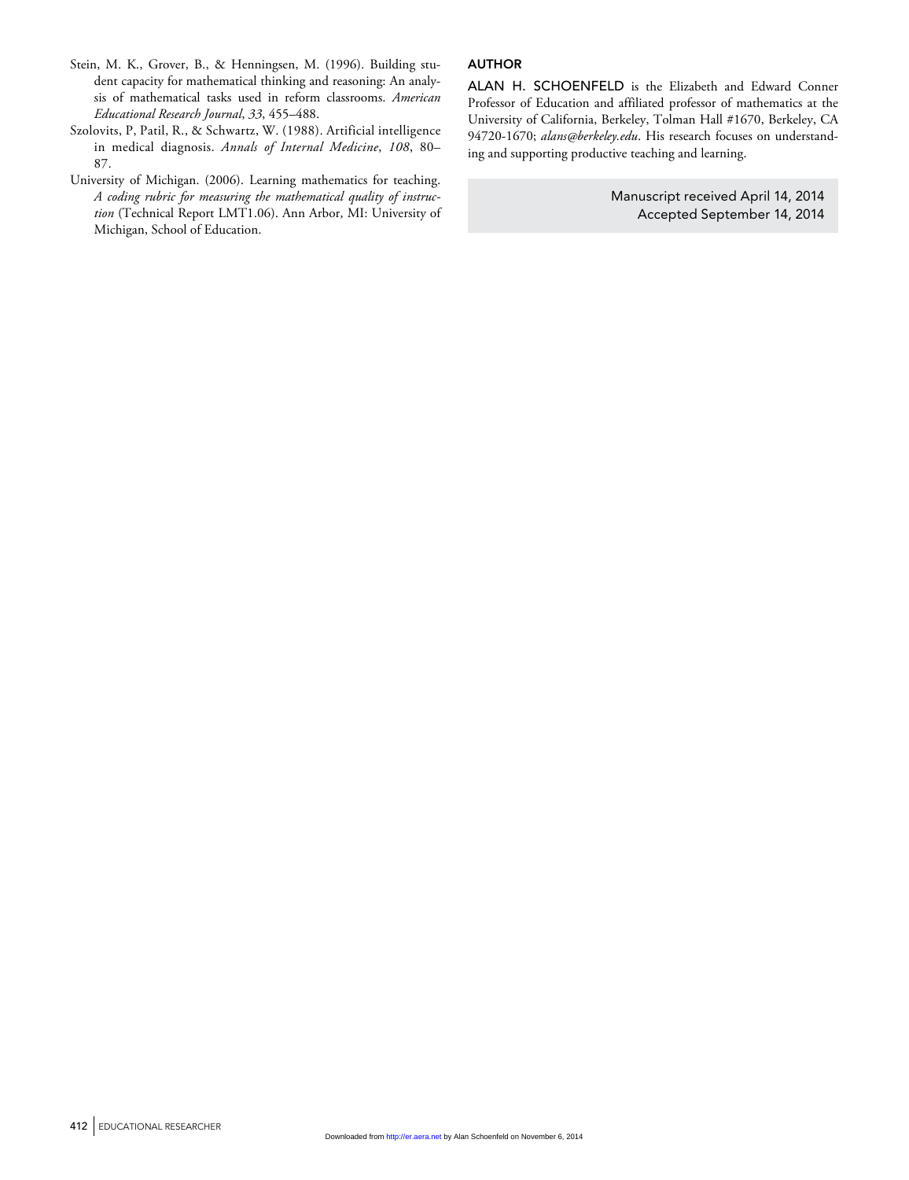Stein, M. K., Grover, B., & Henningsen, M. (1996). Building student capacity for mathematical thinking and reasoning: An analysis of mathematical tasks used in reform classrooms. *American Educational Research Journal*, *33*, 455–488.

Szolovits, P, Patil, R., & Schwartz, W. (1988). Artificial intelligence in medical diagnosis. *Annals of Internal Medicine*, *108*, 80–87.

University of Michigan. (2006). Learning mathematics for teaching. *A coding rubric for measuring the mathematical quality of instruction* (Technical Report LMT1.06). Ann Arbor, MI: University of Michigan, School of Education.

## AUTHOR

**ALAN H. SCHOENFELD** is the Elizabeth and Edward Conner Professor of Education and affiliated professor of mathematics at the University of California, Berkeley, Tolman Hall #1670, Berkeley, CA 94720-1670; *alans@berkeley.edu*. His research focuses on understanding and supporting productive teaching and learning.

Manuscript received April 14, 2014
Accepted September 14, 2014